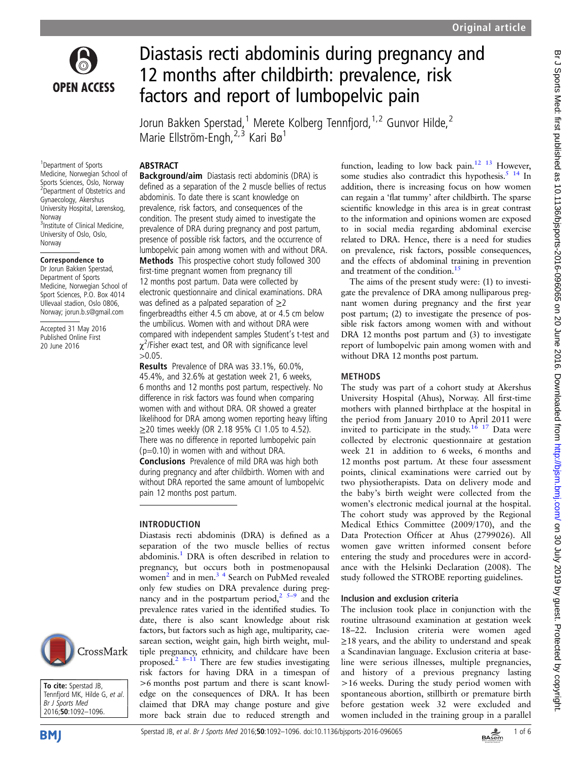# Diastasis recti abdominis during pregnancy and 12 months after childbirth: prevalence, risk factors and report of lumbopelvic pain

Jorun Bakken Sperstad,[1] Merete Kolberg Tennfjord,[1,2] Gunvor Hilde,[2] Marie Ellström-Engh,[2,3] Kari Bø[1]

[1]Department of Sports Medicine, Norwegian School of Sports Sciences, Oslo, Norway
[2]Department of Obstetrics and Gynaecology, Akershus University Hospital, Lørenskog, Norway
[3]Institute of Clinical Medicine, University of Oslo, Oslo, Norway

**Correspondence to**
Dr Jorun Bakken Sperstad, Department of Sports Medicine, Norwegian School of Sport Sciences, P.O. Box 4014 Ullevaal stadion, Oslo 0806, Norway; jorun.b.s@gmail.com

Accepted 31 May 2016
Published Online First 20 June 2016

## ABSTRACT

**Background/aim** Diastasis recti abdominis (DRA) is defined as a separation of the 2 muscle bellies of rectus abdominis. To date there is scant knowledge on prevalence, risk factors, and consequences of the condition. The present study aimed to investigate the prevalence of DRA during pregnancy and post partum, presence of possible risk factors, and the occurrence of lumbopelvic pain among women with and without DRA.
**Methods** This prospective cohort study followed 300 first-time pregnant women from pregnancy till 12 months post partum. Data were collected by electronic questionnaire and clinical examinations. DRA was defined as a palpated separation of ≥2 fingerbreadths either 4.5 cm above, at or 4.5 cm below the umbilicus. Women with and without DRA were compared with independent samples Student's t-test and $\chi^2$/Fisher exact test, and OR with significance level >0.05.
**Results** Prevalence of DRA was 33.1%, 60.0%, 45.4%, and 32.6% at gestation week 21, 6 weeks, 6 months and 12 months post partum, respectively. No difference in risk factors was found when comparing women with and without DRA. OR showed a greater likelihood for DRA among women reporting heavy lifting ≥20 times weekly (OR 2.18 95% CI 1.05 to 4.52). There was no difference in reported lumbopelvic pain (p=0.10) in women with and without DRA.
**Conclusions** Prevalence of mild DRA was high both during pregnancy and after childbirth. Women with and without DRA reported the same amount of lumbopelvic pain 12 months post partum.

**To cite:** Sperstad JB, Tennfjord MK, Hilde G, et al. *Br J Sports Med* 2016;**50**:1092–1096.

## INTRODUCTION

Diastasis recti abdominis (DRA) is defined as a separation of the two muscle bellies of rectus abdominis.[1] DRA is often described in relation to pregnancy, but occurs both in postmenopausal women[2] and in men.[3,4] Search on PubMed revealed only few studies on DRA prevalence during pregnancy and in the postpartum period,[2,5–9] and the prevalence rates varied in the identified studies. To date, there is also scant knowledge about risk factors, but factors such as high age, multiparity, caesarean section, weight gain, high birth weight, multiple pregnancy, ethnicity, and childcare have been proposed.[2,8–11] There are few studies investigating risk factors for having DRA in a timespan of >6 months post partum and there is scant knowledge on the consequences of DRA. It has been claimed that DRA may change posture and give more back strain due to reduced strength and function, leading to low back pain.[12,13] However, some studies also contradict this hypothesis.[5,14] In addition, there is increasing focus on how women can regain a 'flat tummy' after childbirth. The sparse scientific knowledge in this area is in great contrast to the information and opinions women are exposed to in social media regarding abdominal exercise related to DRA. Hence, there is a need for studies on prevalence, risk factors, possible consequences, and the effects of abdominal training in prevention and treatment of the condition.[15]

The aims of the present study were: (1) to investigate the prevalence of DRA among nulliparous pregnant women during pregnancy and the first year post partum; (2) to investigate the presence of possible risk factors among women with and without DRA 12 months post partum and (3) to investigate report of lumbopelvic pain among women with and without DRA 12 months post partum.

## METHODS

The study was part of a cohort study at Akershus University Hospital (Ahus), Norway. All first-time mothers with planned birthplace at the hospital in the period from January 2010 to April 2011 were invited to participate in the study.[16,17] Data were collected by electronic questionnaire at gestation week 21 in addition to 6 weeks, 6 months and 12 months post partum. At these four assessment points, clinical examinations were carried out by two physiotherapists. Data on delivery mode and the baby's birth weight were collected from the women's electronic medical journal at the hospital. The cohort study was approved by the Regional Medical Ethics Committee (2009/170), and the Data Protection Officer at Ahus (2799026). All women gave written informed consent before entering the study and procedures were in accordance with the Helsinki Declaration (2008). The study followed the STROBE reporting guidelines.

### Inclusion and exclusion criteria

The inclusion took place in conjunction with the routine ultrasound examination at gestation week 18–22. Inclusion criteria were women aged ≥18 years, and the ability to understand and speak a Scandinavian language. Exclusion criteria at baseline were serious illnesses, multiple pregnancies, and history of a previous pregnancy lasting >16 weeks. During the study period women with spontaneous abortion, stillbirth or premature birth before gestation week 32 were excluded and women included in the training group in a parallel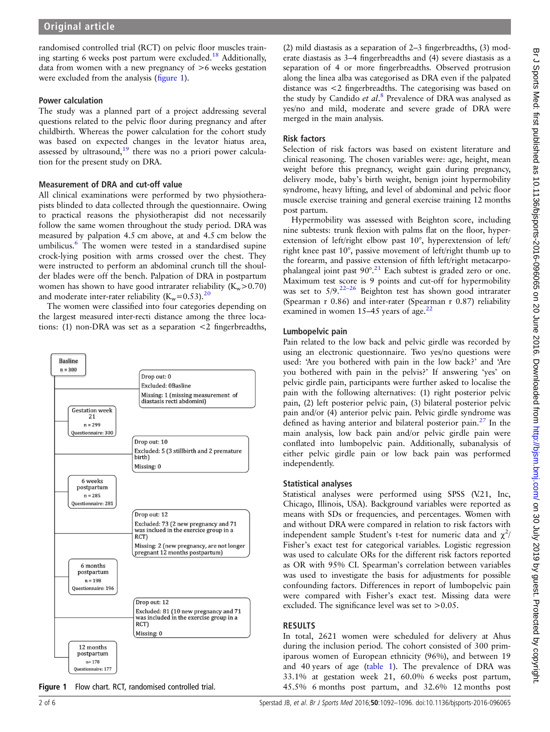randomised controlled trial (RCT) on pelvic floor muscles training starting 6 weeks post partum were excluded.[18] Additionally, data from women with a new pregnancy of >6 weeks gestation were excluded from the analysis (figure 1).

### Power calculation

The study was a planned part of a project addressing several questions related to the pelvic floor during pregnancy and after childbirth. Whereas the power calculation for the cohort study was based on expected changes in the levator hiatus area, assessed by ultrasound,[19] there was no a priori power calculation for the present study on DRA.

### Measurement of DRA and cut-off value

All clinical examinations were performed by two physiotherapists blinded to data collected through the questionnaire. Owing to practical reasons the physiotherapist did not necessarily follow the same women throughout the study period. DRA was measured by palpation 4.5 cm above, at and 4.5 cm below the umbilicus.[6] The women were tested in a standardised supine crock-lying position with arms crossed over the chest. They were instructed to perform an abdominal crunch till the shoulder blades were off the bench. Palpation of DRA in postpartum women has shown to have good intrarater reliability ($K_w$>0.70) and moderate inter-rater reliability ($K_w$=0.53).[20]

The women were classified into four categories depending on the largest measured inter-recti distance among the three locations: (1) non-DRA was set as a separation <2 fingerbreadths, (2) mild diastasis as a separation of 2–3 fingerbreadths, (3) moderate diastasis as 3–4 fingerbreadths and (4) severe diastasis as a separation of 4 or more fingerbreadths. Observed protrusion along the linea alba was categorised as DRA even if the palpated distance was <2 fingerbreadths. The categorising was based on the study by Candido *et al*.[8] Prevalence of DRA was analysed as yes/no and mild, moderate and severe grade of DRA were merged in the main analysis.

Basline n = 300
- Drop out: 0; Excluded: 0Basline; Missing: 1 (missing measurement of diastasis recti abdomini)

Gestation week 21, n = 299, Questionnaire: 300
- Drop out: 10; Excluded: 5 (3 stillbirth and 2 premature birth); Missing: 0

6 weeks postpartum, n = 285, Questionnaire: 281
- Drop out: 12; Excluded: 73 (2 new pregnancy and 71 was inclued in the exercise group in a RCT); Missing: 2 (new pregnancy, are not longer pregnant 12 months postpartum)

6 months postpartum, n = 198, Questionnaire: 196
- Drop out: 12; Excluded: 81 (10 new pregnancy and 71 was included in the exercise group in a RCT); Missing: 0

12 months postpartum, n= 178, Questionnaire: 177

**Figure 1** Flow chart. RCT, randomised controlled trial.

### Risk factors

Selection of risk factors was based on existent literature and clinical reasoning. The chosen variables were: age, height, mean weight before this pregnancy, weight gain during pregnancy, delivery mode, baby's birth weight, benign joint hypermobility syndrome, heavy lifting, and level of abdominal and pelvic floor muscle exercise training and general exercise training 12 months post partum.

Hypermobility was assessed with Beighton score, including nine subtests: trunk flexion with palms flat on the floor, hyperextension of left/right elbow past 10°, hyperextension of left/right knee past 10°, passive movement of left/right thumb up to the forearm, and passive extension of fifth left/right metacarpophalangeal joint past 90°.[21] Each subtest is graded zero or one. Maximum test score is 9 points and cut-off for hypermobility was set to 5/9.[22–26] Beighton test has shown good intrarater (Spearman r 0.86) and inter-rater (Spearman r 0.87) reliability examined in women 15–45 years of age.[22]

### Lumbopelvic pain

Pain related to the low back and pelvic girdle was recorded by using an electronic questionnaire. Two yes/no questions were used: 'Are you bothered with pain in the low back?' and 'Are you bothered with pain in the pelvis?' If answering 'yes' on pelvic girdle pain, participants were further asked to localise the pain with the following alternatives: (1) right posterior pelvic pain, (2) left posterior pelvic pain, (3) bilateral posterior pelvic pain and/or (4) anterior pelvic pain. Pelvic girdle syndrome was defined as having anterior and bilateral posterior pain.[27] In the main analysis, low back pain and/or pelvic girdle pain were conflated into lumbopelvic pain. Additionally, subanalysis of either pelvic girdle pain or low back pain was performed independently.

### Statistical analyses

Statistical analyses were performed using SPSS (V.21, Inc, Chicago, Illinois, USA). Background variables were reported as means with SDs or frequencies, and percentages. Women with and without DRA were compared in relation to risk factors with independent sample Student's t-test for numeric data and $\chi^2$/Fisher's exact test for categorical variables. Logistic regression was used to calculate ORs for the different risk factors reported as OR with 95% CI. Spearman's correlation between variables was used to investigate the basis for adjustments for possible confounding factors. Differences in report of lumbopelvic pain were compared with Fisher's exact test. Missing data were excluded. The significance level was set to >0.05.

## RESULTS

In total, 2621 women were scheduled for delivery at Ahus during the inclusion period. The cohort consisted of 300 primiparous women of European ethnicity (96%), and between 19 and 40 years of age (table 1). The prevalence of DRA was 33.1% at gestation week 21, 60.0% 6 weeks post partum, 45.5% 6 months post partum, and 32.6% 12 months post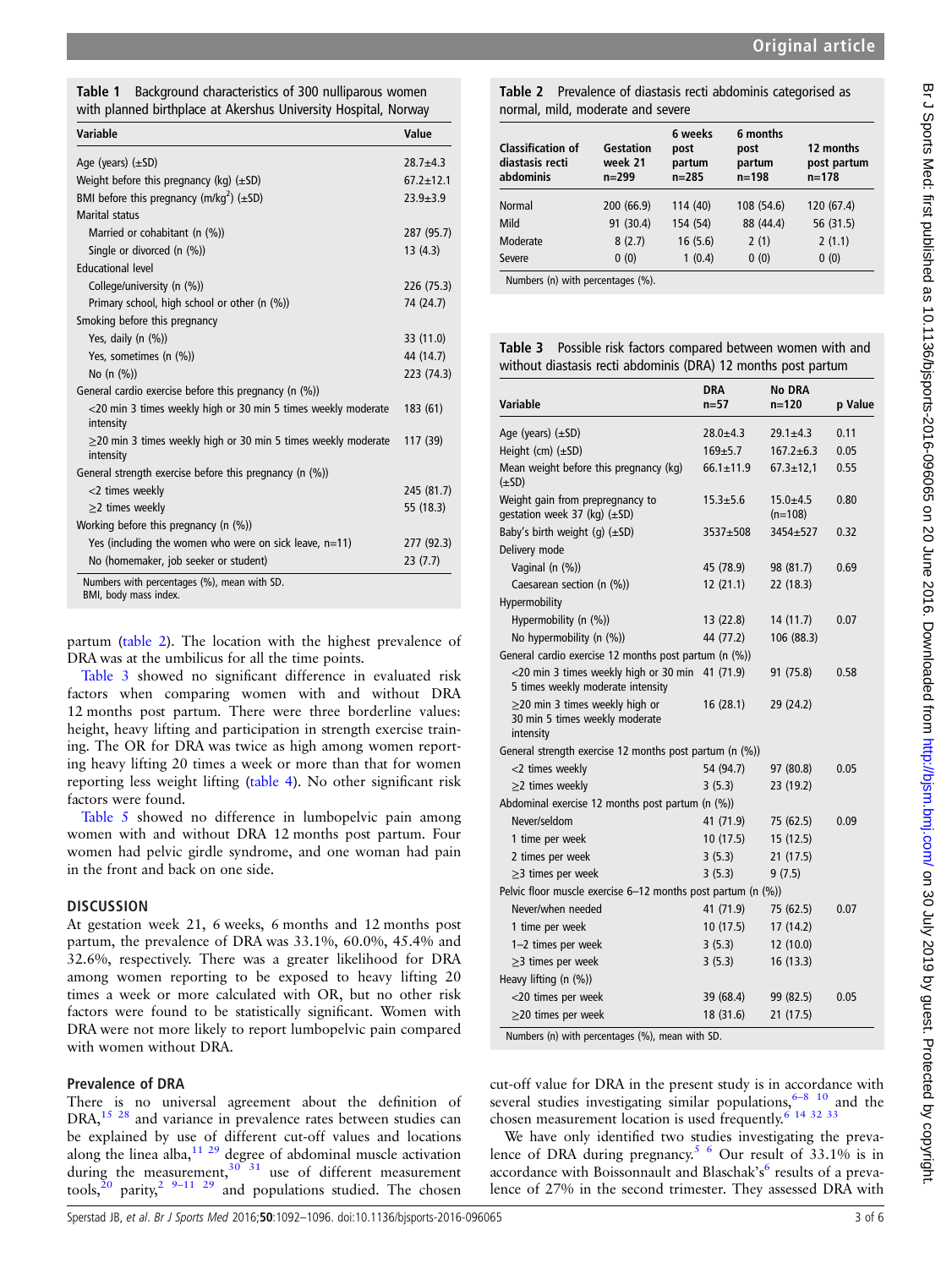Table 1 Background characteristics of 300 nulliparous women with planned birthplace at Akershus University Hospital, Norway

| Variable | Value |
|---|---|
| Age (years) (±SD) | 28.7±4.3 |
| Weight before this pregnancy (kg) (±SD) | 67.2±12.1 |
| BMI before this pregnancy (m/kg$^2$) (±SD) | 23.9±3.9 |
| Marital status | |
| Married or cohabitant (n (%)) | 287 (95.7) |
| Single or divorced (n (%)) | 13 (4.3) |
| Educational level | |
| College/university (n (%)) | 226 (75.3) |
| Primary school, high school or other (n (%)) | 74 (24.7) |
| Smoking before this pregnancy | |
| Yes, daily (n (%)) | 33 (11.0) |
| Yes, sometimes (n (%)) | 44 (14.7) |
| No (n (%)) | 223 (74.3) |
| General cardio exercise before this pregnancy (n (%)) | |
| <20 min 3 times weekly high or 30 min 5 times weekly moderate intensity | 183 (61) |
| ≥20 min 3 times weekly high or 30 min 5 times weekly moderate intensity | 117 (39) |
| General strength exercise before this pregnancy (n (%)) | |
| <2 times weekly | 245 (81.7) |
| ≥2 times weekly | 55 (18.3) |
| Working before this pregnancy (n (%)) | |
| Yes (including the women who were on sick leave, n=11) | 277 (92.3) |
| No (homemaker, job seeker or student) | 23 (7.7) |

Numbers with percentages (%), mean with SD.
BMI, body mass index.

partum (table 2). The location with the highest prevalence of DRA was at the umbilicus for all the time points.

Table 3 showed no significant difference in evaluated risk factors when comparing women with and without DRA 12 months post partum. There were three borderline values: height, heavy lifting and participation in strength exercise training. The OR for DRA was twice as high among women reporting heavy lifting 20 times a week or more than that for women reporting less weight lifting (table 4). No other significant risk factors were found.

Table 5 showed no difference in lumbopelvic pain among women with and without DRA 12 months post partum. Four women had pelvic girdle syndrome, and one woman had pain in the front and back on one side.

## DISCUSSION

At gestation week 21, 6 weeks, 6 months and 12 months post partum, the prevalence of DRA was 33.1%, 60.0%, 45.4% and 32.6%, respectively. There was a greater likelihood for DRA among women reporting to be exposed to heavy lifting 20 times a week or more calculated with OR, but no other risk factors were found to be statistically significant. Women with DRA were not more likely to report lumbopelvic pain compared with women without DRA.

### Prevalence of DRA

There is no universal agreement about the definition of DRA,[15 28] and variance in prevalence rates between studies can be explained by use of different cut-off values and locations along the linea alba,[11 29] degree of abdominal muscle activation during the measurement,[30 31] use of different measurement tools,[20] parity,[2 9–11 29] and populations studied. The chosen cut-off value for DRA in the present study is in accordance with several studies investigating similar populations,[6–8 10] and the chosen measurement location is used frequently.[6 14 32 33]

We have only identified two studies investigating the prevalence of DRA during pregnancy.[5 6] Our result of 33.1% is in accordance with Boissonnault and Blaschak's[6] results of a prevalence of 27% in the second trimester. They assessed DRA with

Table 2 Prevalence of diastasis recti abdominis categorised as normal, mild, moderate and severe

| Classification of diastasis recti abdominis | Gestation week 21 n=299 | 6 weeks post partum n=285 | 6 months post partum n=198 | 12 months post partum n=178 |
|---|---|---|---|---|
| Normal | 200 (66.9) | 114 (40) | 108 (54.6) | 120 (67.4) |
| Mild | 91 (30.4) | 154 (54) | 88 (44.4) | 56 (31.5) |
| Moderate | 8 (2.7) | 16 (5.6) | 2 (1) | 2 (1.1) |
| Severe | 0 (0) | 1 (0.4) | 0 (0) | 0 (0) |

Numbers (n) with percentages (%).

Table 3 Possible risk factors compared between women with and without diastasis recti abdominis (DRA) 12 months post partum

| Variable | DRA n=57 | No DRA n=120 | p Value |
|---|---|---|---|
| Age (years) (±SD) | 28.0±4.3 | 29.1±4.3 | 0.11 |
| Height (cm) (±SD) | 169±5.7 | 167.2±6.3 | 0.05 |
| Mean weight before this pregnancy (kg) (±SD) | 66.1±11.9 | 67.3±12,1 | 0.55 |
| Weight gain from prepregnancy to gestation week 37 (kg) (±SD) | 15.3±5.6 | 15.0±4.5 (n=108) | 0.80 |
| Baby's birth weight (g) (±SD) | 3537±508 | 3454±527 | 0.32 |
| Delivery mode | | | |
| Vaginal (n (%)) | 45 (78.9) | 98 (81.7) | 0.69 |
| Caesarean section (n (%)) | 12 (21.1) | 22 (18.3) | |
| Hypermobility | | | |
| Hypermobility (n (%)) | 13 (22.8) | 14 (11.7) | 0.07 |
| No hypermobility (n (%)) | 44 (77.2) | 106 (88.3) | |
| General cardio exercise 12 months post partum (n (%)) | | | |
| <20 min 3 times weekly high or 30 min 5 times weekly moderate intensity | 41 (71.9) | 91 (75.8) | 0.58 |
| ≥20 min 3 times weekly high or 30 min 5 times weekly moderate intensity | 16 (28.1) | 29 (24.2) | |
| General strength exercise 12 months post partum (n (%)) | | | |
| <2 times weekly | 54 (94.7) | 97 (80.8) | 0.05 |
| ≥2 times weekly | 3 (5.3) | 23 (19.2) | |
| Abdominal exercise 12 months post partum (n (%)) | | | |
| Never/seldom | 41 (71.9) | 75 (62.5) | 0.09 |
| 1 time per week | 10 (17.5) | 15 (12.5) | |
| 2 times per week | 3 (5.3) | 21 (17.5) | |
| ≥3 times per week | 3 (5.3) | 9 (7.5) | |
| Pelvic floor muscle exercise 6–12 months post partum (n (%)) | | | |
| Never/when needed | 41 (71.9) | 75 (62.5) | 0.07 |
| 1 time per week | 10 (17.5) | 17 (14.2) | |
| 1–2 times per week | 3 (5.3) | 12 (10.0) | |
| ≥3 times per week | 3 (5.3) | 16 (13.3) | |
| Heavy lifting (n (%)) | | | |
| <20 times per week | 39 (68.4) | 99 (82.5) | 0.05 |
| ≥20 times per week | 18 (31.6) | 21 (17.5) | |

Numbers (n) with percentages (%), mean with SD.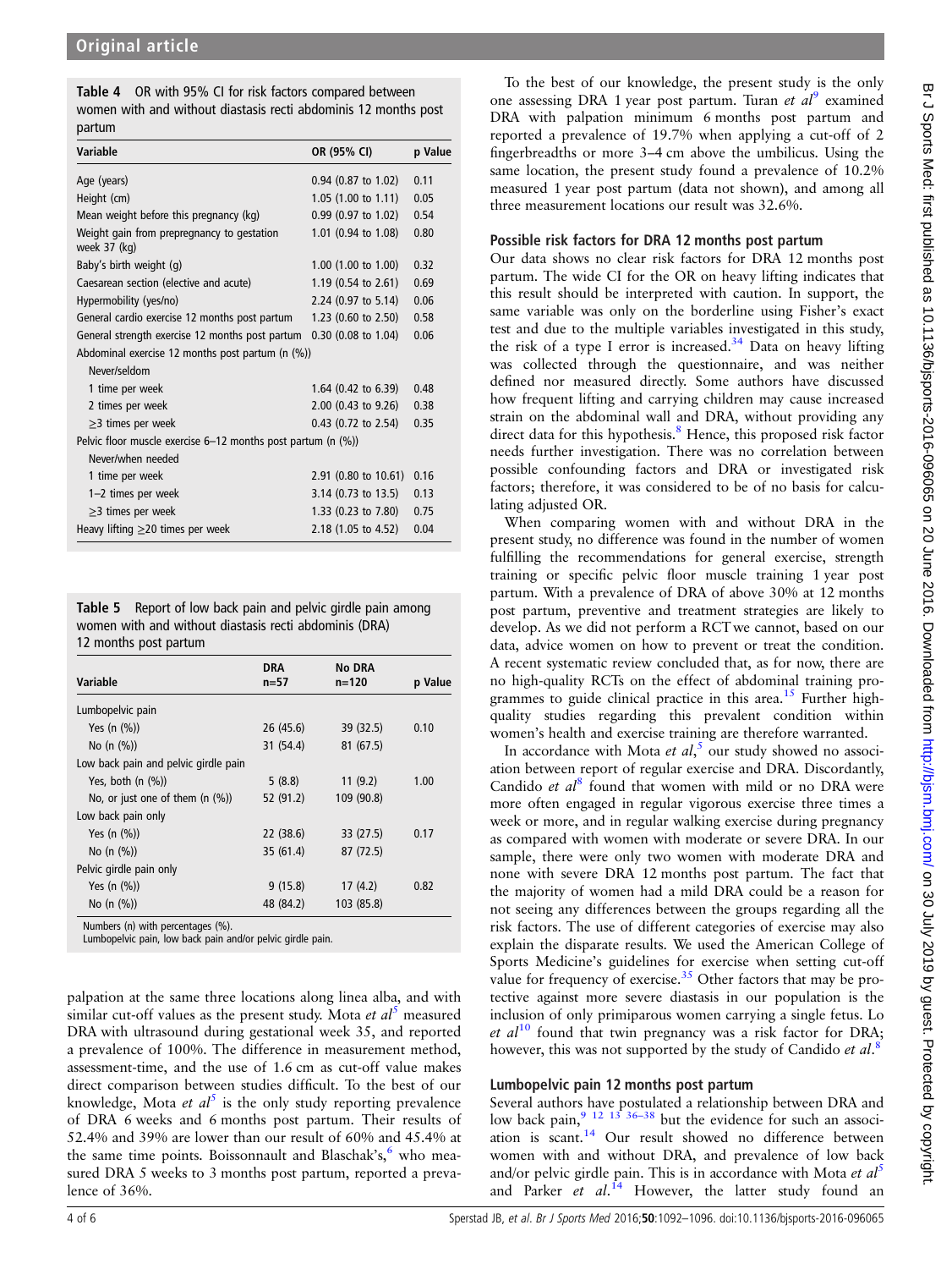**Table 4** OR with 95% CI for risk factors compared between women with and without diastasis recti abdominis 12 months post partum

| Variable | OR (95% CI) | p Value |
|---|---|---|
| Age (years) | 0.94 (0.87 to 1.02) | 0.11 |
| Height (cm) | 1.05 (1.00 to 1.11) | 0.05 |
| Mean weight before this pregnancy (kg) | 0.99 (0.97 to 1.02) | 0.54 |
| Weight gain from prepregnancy to gestation week 37 (kg) | 1.01 (0.94 to 1.08) | 0.80 |
| Baby's birth weight (g) | 1.00 (1.00 to 1.00) | 0.32 |
| Caesarean section (elective and acute) | 1.19 (0.54 to 2.61) | 0.69 |
| Hypermobility (yes/no) | 2.24 (0.97 to 5.14) | 0.06 |
| General cardio exercise 12 months post partum | 1.23 (0.60 to 2.50) | 0.58 |
| General strength exercise 12 months post partum | 0.30 (0.08 to 1.04) | 0.06 |
| Abdominal exercise 12 months post partum (n (%)) | | |
| Never/seldom | | |
| 1 time per week | 1.64 (0.42 to 6.39) | 0.48 |
| 2 times per week | 2.00 (0.43 to 9.26) | 0.38 |
| ≥3 times per week | 0.43 (0.72 to 2.54) | 0.35 |
| Pelvic floor muscle exercise 6–12 months post partum (n (%)) | | |
| Never/when needed | | |
| 1 time per week | 2.91 (0.80 to 10.61) | 0.16 |
| 1–2 times per week | 3.14 (0.73 to 13.5) | 0.13 |
| ≥3 times per week | 1.33 (0.23 to 7.80) | 0.75 |
| Heavy lifting ≥20 times per week | 2.18 (1.05 to 4.52) | 0.04 |

**Table 5** Report of low back pain and pelvic girdle pain among women with and without diastasis recti abdominis (DRA) 12 months post partum

| Variable | DRA n=57 | No DRA n=120 | p Value |
|---|---|---|---|
| Lumbopelvic pain | | | |
| Yes (n (%)) | 26 (45.6) | 39 (32.5) | 0.10 |
| No (n (%)) | 31 (54.4) | 81 (67.5) | |
| Low back pain and pelvic girdle pain | | | |
| Yes, both (n (%)) | 5 (8.8) | 11 (9.2) | 1.00 |
| No, or just one of them (n (%)) | 52 (91.2) | 109 (90.8) | |
| Low back pain only | | | |
| Yes (n (%)) | 22 (38.6) | 33 (27.5) | 0.17 |
| No (n (%)) | 35 (61.4) | 87 (72.5) | |
| Pelvic girdle pain only | | | |
| Yes (n (%)) | 9 (15.8) | 17 (4.2) | 0.82 |
| No (n (%)) | 48 (84.2) | 103 (85.8) | |

Numbers (n) with percentages (%).
Lumbopelvic pain, low back pain and/or pelvic girdle pain.

palpation at the same three locations along linea alba, and with similar cut-off values as the present study. Mota *et al*[5] measured DRA with ultrasound during gestational week 35, and reported a prevalence of 100%. The difference in measurement method, assessment-time, and the use of 1.6 cm as cut-off value makes direct comparison between studies difficult. To the best of our knowledge, Mota *et al*[5] is the only study reporting prevalence of DRA 6 weeks and 6 months post partum. Their results of 52.4% and 39% are lower than our result of 60% and 45.4% at the same time points. Boissonnault and Blaschak's,[6] who measured DRA 5 weeks to 3 months post partum, reported a prevalence of 36%.

To the best of our knowledge, the present study is the only one assessing DRA 1 year post partum. Turan *et al*[9] examined DRA with palpation minimum 6 months post partum and reported a prevalence of 19.7% when applying a cut-off of 2 fingerbreadths or more 3–4 cm above the umbilicus. Using the same location, the present study found a prevalence of 10.2% measured 1 year post partum (data not shown), and among all three measurement locations our result was 32.6%.

## Possible risk factors for DRA 12 months post partum

Our data shows no clear risk factors for DRA 12 months post partum. The wide CI for the OR on heavy lifting indicates that this result should be interpreted with caution. In support, the same variable was only on the borderline using Fisher's exact test and due to the multiple variables investigated in this study, the risk of a type I error is increased.[34] Data on heavy lifting was collected through the questionnaire, and was neither defined nor measured directly. Some authors have discussed how frequent lifting and carrying children may cause increased strain on the abdominal wall and DRA, without providing any direct data for this hypothesis.[8] Hence, this proposed risk factor needs further investigation. There was no correlation between possible confounding factors and DRA or investigated risk factors; therefore, it was considered to be of no basis for calculating adjusted OR.

When comparing women with and without DRA in the present study, no difference was found in the number of women fulfilling the recommendations for general exercise, strength training or specific pelvic floor muscle training 1 year post partum. With a prevalence of DRA of above 30% at 12 months post partum, preventive and treatment strategies are likely to develop. As we did not perform a RCT we cannot, based on our data, advice women on how to prevent or treat the condition. A recent systematic review concluded that, as for now, there are no high-quality RCTs on the effect of abdominal training programmes to guide clinical practice in this area.[15] Further high-quality studies regarding this prevalent condition within women's health and exercise training are therefore warranted.

In accordance with Mota *et al*,[5] our study showed no association between report of regular exercise and DRA. Discordantly, Candido *et al*[8] found that women with mild or no DRA were more often engaged in regular vigorous exercise three times a week or more, and in regular walking exercise during pregnancy as compared with women with moderate or severe DRA. In our sample, there were only two women with moderate DRA and none with severe DRA 12 months post partum. The fact that the majority of women had a mild DRA could be a reason for not seeing any differences between the groups regarding all the risk factors. The use of different categories of exercise may also explain the disparate results. We used the American College of Sports Medicine's guidelines for exercise when setting cut-off value for frequency of exercise.[35] Other factors that may be protective against more severe diastasis in our population is the inclusion of only primiparous women carrying a single fetus. Lo *et al*[10] found that twin pregnancy was a risk factor for DRA; however, this was not supported by the study of Candido *et al*.[8]

## Lumbopelvic pain 12 months post partum

Several authors have postulated a relationship between DRA and low back pain,[9 12 13 36–38] but the evidence for such an association is scant.[14] Our result showed no difference between women with and without DRA, and prevalence of low back and/or pelvic girdle pain. This is in accordance with Mota *et al*[5] and Parker *et al*.[14] However, the latter study found an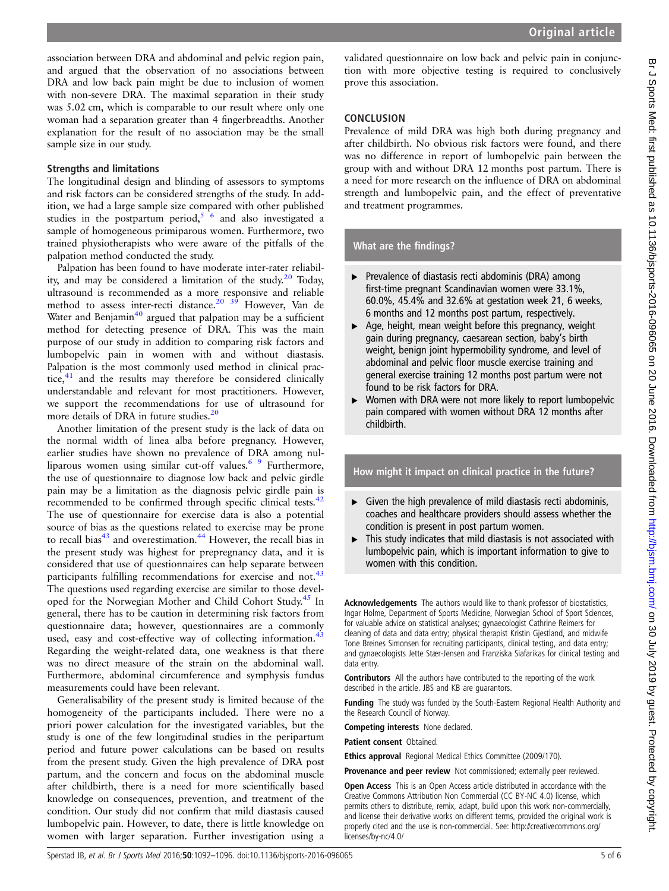association between DRA and abdominal and pelvic region pain, and argued that the observation of no associations between DRA and low back pain might be due to inclusion of women with non-severe DRA. The maximal separation in their study was 5.02 cm, which is comparable to our result where only one woman had a separation greater than 4 fingerbreadths. Another explanation for the result of no association may be the small sample size in our study.

### Strengths and limitations

The longitudinal design and blinding of assessors to symptoms and risk factors can be considered strengths of the study. In addition, we had a large sample size compared with other published studies in the postpartum period,[5 6] and also investigated a sample of homogeneous primiparous women. Furthermore, two trained physiotherapists who were aware of the pitfalls of the palpation method conducted the study.

Palpation has been found to have moderate inter-rater reliability, and may be considered a limitation of the study.[20] Today, ultrasound is recommended as a more responsive and reliable method to assess inter-recti distance.[20 39] However, Van de Water and Benjamin[40] argued that palpation may be a sufficient method for detecting presence of DRA. This was the main purpose of our study in addition to comparing risk factors and lumbopelvic pain in women with and without diastasis. Palpation is the most commonly used method in clinical practice,[41] and the results may therefore be considered clinically understandable and relevant for most practitioners. However, we support the recommendations for use of ultrasound for more details of DRA in future studies.[20]

Another limitation of the present study is the lack of data on the normal width of linea alba before pregnancy. However, earlier studies have shown no prevalence of DRA among nulliparous women using similar cut-off values.[6 9] Furthermore, the use of questionnaire to diagnose low back and pelvic girdle pain may be a limitation as the diagnosis pelvic girdle pain is recommended to be confirmed through specific clinical tests.[42] The use of questionnaire for exercise data is also a potential source of bias as the questions related to exercise may be prone to recall bias[43] and overestimation.[44] However, the recall bias in the present study was highest for prepregnancy data, and it is considered that use of questionnaires can help separate between participants fulfilling recommendations for exercise and not.[43] The questions used regarding exercise are similar to those developed for the Norwegian Mother and Child Cohort Study.[45] In general, there has to be caution in determining risk factors from questionnaire data; however, questionnaires are a commonly used, easy and cost-effective way of collecting information.[43] Regarding the weight-related data, one weakness is that there was no direct measure of the strain on the abdominal wall. Furthermore, abdominal circumference and symphysis fundus measurements could have been relevant.

Generalisability of the present study is limited because of the homogeneity of the participants included. There were no a priori power calculation for the investigated variables, but the study is one of the few longitudinal studies in the peripartum period and future power calculations can be based on results from the present study. Given the high prevalence of DRA post partum, and the concern and focus on the abdominal muscle after childbirth, there is a need for more scientifically based knowledge on consequences, prevention, and treatment of the condition. Our study did not confirm that mild diastasis caused lumbopelvic pain. However, to date, there is little knowledge on women with larger separation. Further investigation using a validated questionnaire on low back and pelvic pain in conjunction with more objective testing is required to conclusively prove this association.

## CONCLUSION

Prevalence of mild DRA was high both during pregnancy and after childbirth. No obvious risk factors were found, and there was no difference in report of lumbopelvic pain between the group with and without DRA 12 months post partum. There is a need for more research on the influence of DRA on abdominal strength and lumbopelvic pain, and the effect of preventative and treatment programmes.

### What are the findings?

- Prevalence of diastasis recti abdominis (DRA) among first-time pregnant Scandinavian women were 33.1%, 60.0%, 45.4% and 32.6% at gestation week 21, 6 weeks, 6 months and 12 months post partum, respectively.
- Age, height, mean weight before this pregnancy, weight gain during pregnancy, caesarean section, baby's birth weight, benign joint hypermobility syndrome, and level of abdominal and pelvic floor muscle exercise training and general exercise training 12 months post partum were not found to be risk factors for DRA.
- Women with DRA were not more likely to report lumbopelvic pain compared with women without DRA 12 months after childbirth.

### How might it impact on clinical practice in the future?

- Given the high prevalence of mild diastasis recti abdominis, coaches and healthcare providers should assess whether the condition is present in post partum women.
- This study indicates that mild diastasis is not associated with lumbopelvic pain, which is important information to give to women with this condition.

**Acknowledgements** The authors would like to thank professor of biostatistics, Ingar Holme, Department of Sports Medicine, Norwegian School of Sport Sciences, for valuable advice on statistical analyses; gynaecologist Cathrine Reimers for cleaning of data and data entry; physical therapist Kristin Gjestland, and midwife Tone Breines Simonsen for recruiting participants, clinical testing, and data entry; and gynaecologists Jette Stær-Jensen and Franziska Siafarikas for clinical testing and data entry.

**Contributors** All the authors have contributed to the reporting of the work described in the article. JBS and KB are guarantors.

**Funding** The study was funded by the South-Eastern Regional Health Authority and the Research Council of Norway.

**Competing interests** None declared.

**Patient consent** Obtained.

**Ethics approval** Regional Medical Ethics Committee (2009/170).

**Provenance and peer review** Not commissioned; externally peer reviewed.

**Open Access** This is an Open Access article distributed in accordance with the Creative Commons Attribution Non Commercial (CC BY-NC 4.0) license, which permits others to distribute, remix, adapt, build upon this work non-commercially, and license their derivative works on different terms, provided the original work is properly cited and the use is non-commercial. See: http://creativecommons.org/licenses/by-nc/4.0/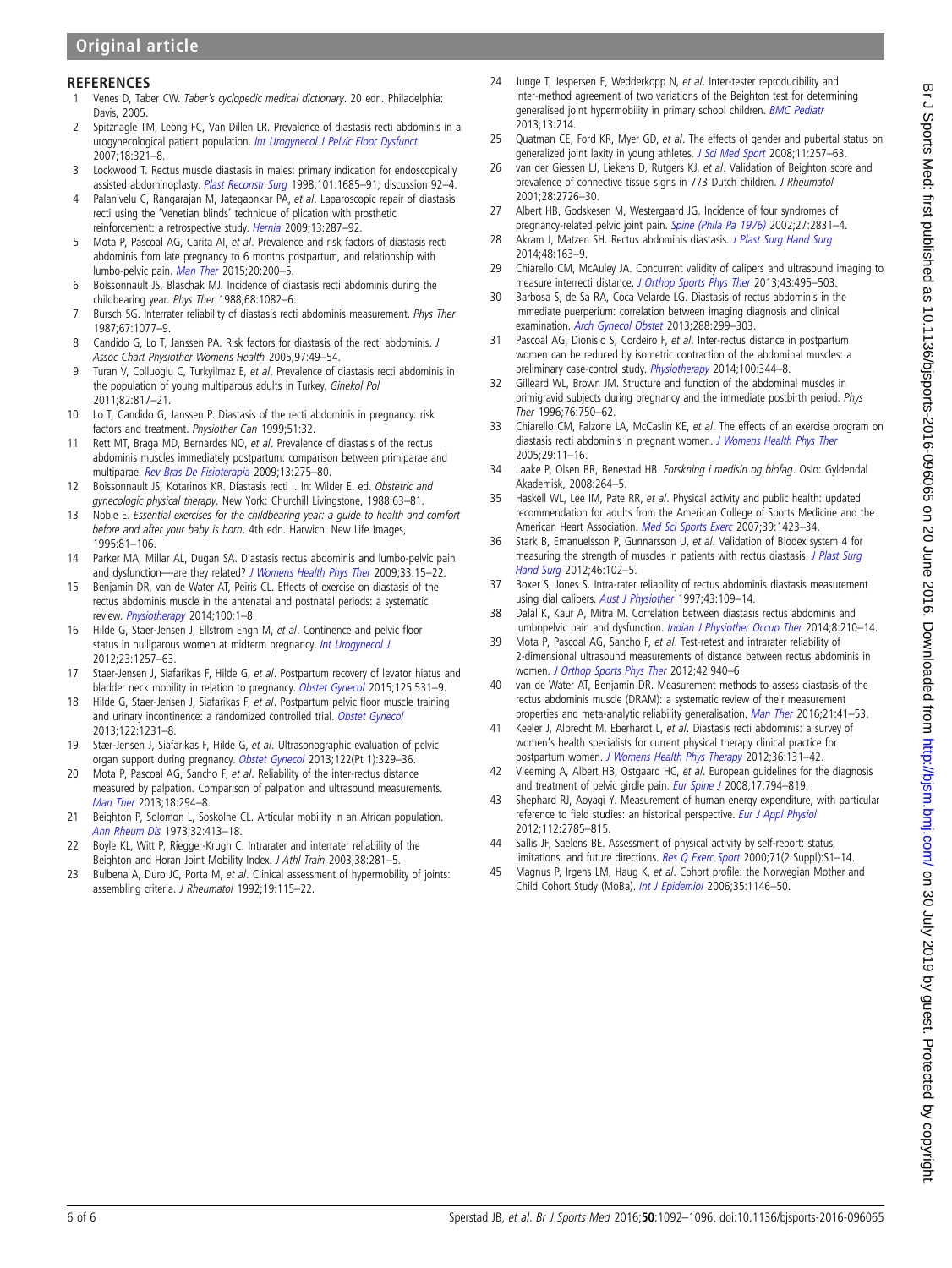## REFERENCES

1. Venes D, Taber CW. *Taber's cyclopedic medical dictionary*. 20 edn. Philadelphia: Davis, 2005.
2. Spitznagle TM, Leong FC, Van Dillen LR. Prevalence of diastasis recti abdominis in a urogynecological patient population. *Int Urogynecol J Pelvic Floor Dysfunct* 2007;18:321–8.
3. Lockwood T. Rectus muscle diastasis in males: primary indication for endoscopically assisted abdominoplasty. *Plast Reconstr Surg* 1998;101:1685–91; discussion 92–4.
4. Palanivelu C, Rangarajan M, Jategaonkar PA, *et al*. Laparoscopic repair of diastasis recti using the 'Venetian blinds' technique of plication with prosthetic reinforcement: a retrospective study. *Hernia* 2009;13:287–92.
5. Mota P, Pascoal AG, Carita AI, *et al*. Prevalence and risk factors of diastasis recti abdominis from late pregnancy to 6 months postpartum, and relationship with lumbo-pelvic pain. *Man Ther* 2015;20:200–5.
6. Boissonnault JS, Blaschak MJ. Incidence of diastasis recti abdominis during the childbearing year. *Phys Ther* 1988;68:1082–6.
7. Bursch SG. Interrater reliability of diastasis recti abdominis measurement. *Phys Ther* 1987;67:1077–9.
8. Candido G, Lo T, Janssen PA. Risk factors for diastasis of the recti abdominis. *J Assoc Chart Physiother Womens Health* 2005;97:49–54.
9. Turan V, Colluoglu C, Turkyilmaz E, *et al*. Prevalence of diastasis recti abdominis in the population of young multiparous adults in Turkey. *Ginekol Pol* 2011;82:817–21.
10. Lo T, Candido G, Janssen P. Diastasis of the recti abdominis in pregnancy: risk factors and treatment. *Physiother Can* 1999;51:32.
11. Rett MT, Braga MD, Bernardes NO, *et al*. Prevalence of diastasis of the rectus abdominis muscles immediately postpartum: comparison between primiparae and multiparae. *Rev Bras De Fisioterapia* 2009;13:275–80.
12. Boissonnault JS, Kotarinos KR. Diastasis recti I. In: Wilder E. ed. *Obstetric and gynecologic physical therapy*. New York: Churchill Livingstone, 1988:63–81.
13. Noble E. *Essential exercises for the childbearing year: a guide to health and comfort before and after your baby is born*. 4th edn. Harwich: New Life Images, 1995:81–106.
14. Parker MA, Millar AL, Dugan SA. Diastasis rectus abdominis and lumbo-pelvic pain and dysfunction—are they related? *J Womens Health Phys Ther* 2009;33:15–22.
15. Benjamin DR, van de Water AT, Peiris CL. Effects of exercise on diastasis of the rectus abdominis muscle in the antenatal and postnatal periods: a systematic review. *Physiotherapy* 2014;100:1–8.
16. Hilde G, Staer-Jensen J, Ellstrom Engh M, *et al*. Continence and pelvic floor status in nulliparous women at midterm pregnancy. *Int Urogynecol J* 2012;23:1257–63.
17. Staer-Jensen J, Siafarikas F, Hilde G, *et al*. Postpartum recovery of levator hiatus and bladder neck mobility in relation to pregnancy. *Obstet Gynecol* 2015;125:531–9.
18. Hilde G, Staer-Jensen J, Siafarikas F, *et al*. Postpartum pelvic floor muscle training and urinary incontinence: a randomized controlled trial. *Obstet Gynecol* 2013;122:1231–8.
19. Stær-Jensen J, Siafarikas F, Hilde G, *et al*. Ultrasonographic evaluation of pelvic organ support during pregnancy. *Obstet Gynecol* 2013;122(Pt 1):329–36.
20. Mota P, Pascoal AG, Sancho F, *et al*. Reliability of the inter-rectus distance measured by palpation. Comparison of palpation and ultrasound measurements. *Man Ther* 2013;18:294–8.
21. Beighton P, Solomon L, Soskolne CL. Articular mobility in an African population. *Ann Rheum Dis* 1973;32:413–18.
22. Boyle KL, Witt P, Riegger-Krugh C. Intrarater and interrater reliability of the Beighton and Horan Joint Mobility Index. *J Athl Train* 2003;38:281–5.
23. Bulbena A, Duro JC, Porta M, *et al*. Clinical assessment of hypermobility of joints: assembling criteria. *J Rheumatol* 1992;19:115–22.
24. Junge T, Jespersen E, Wedderkopp N, *et al*. Inter-tester reproducibility and inter-method agreement of two variations of the Beighton test for determining generalised joint hypermobility in primary school children. *BMC Pediatr* 2013;13:214.
25. Quatman CE, Ford KR, Myer GD, *et al*. The effects of gender and pubertal status on generalized joint laxity in young athletes. *J Sci Med Sport* 2008;11:257–63.
26. van der Giessen LJ, Liekens D, Rutgers KJ, *et al*. Validation of Beighton score and prevalence of connective tissue signs in 773 Dutch children. *J Rheumatol* 2001;28:2726–30.
27. Albert HB, Godskesen M, Westergaard JG. Incidence of four syndromes of pregnancy-related pelvic joint pain. *Spine (Phila Pa 1976)* 2002;27:2831–4.
28. Akram J, Matzen SH. Rectus abdominis diastasis. *J Plast Surg Hand Surg* 2014;48:163–9.
29. Chiarello CM, McAuley JA. Concurrent validity of calipers and ultrasound imaging to measure interrecti distance. *J Orthop Sports Phys Ther* 2013;43:495–503.
30. Barbosa S, de Sa RA, Coca Velarde LG. Diastasis of rectus abdominis in the immediate puerperium: correlation between imaging diagnosis and clinical examination. *Arch Gynecol Obstet* 2013;288:299–303.
31. Pascoal AG, Dionisio S, Cordeiro F, *et al*. Inter-rectus distance in postpartum women can be reduced by isometric contraction of the abdominal muscles: a preliminary case-control study. *Physiotherapy* 2014;100:344–8.
32. Gilleard WL, Brown JM. Structure and function of the abdominal muscles in primigravid subjects during pregnancy and the immediate postbirth period. *Phys Ther* 1996;76:750–62.
33. Chiarello CM, Falzone LA, McCaslin KE, *et al*. The effects of an exercise program on diastasis recti abdominis in pregnant women. *J Womens Health Phys Ther* 2005;29:11–16.
34. Laake P, Olsen BR, Benestad HB. *Forskning i medisin og biofag*. Oslo: Gyldendal Akademisk, 2008:264–5.
35. Haskell WL, Lee IM, Pate RR, *et al*. Physical activity and public health: updated recommendation for adults from the American College of Sports Medicine and the American Heart Association. *Med Sci Sports Exerc* 2007;39:1423–34.
36. Stark B, Emanuelsson P, Gunnarsson U, *et al*. Validation of Biodex system 4 for measuring the strength of muscles in patients with rectus diastasis. *J Plast Surg Hand Surg* 2012;46:102–5.
37. Boxer S, Jones S. Intra-rater reliability of rectus abdominis diastasis measurement using dial calipers. *Aust J Physiother* 1997;43:109–14.
38. Dalal K, Kaur A, Mitra M. Correlation between diastasis rectus abdominis and lumbopelvic pain and dysfunction. *Indian J Physiother Occup Ther* 2014;8:210–14.
39. Mota P, Pascoal AG, Sancho F, *et al*. Test-retest and intrarater reliability of 2-dimensional ultrasound measurements of distance between rectus abdominis in women. *J Orthop Sports Phys Ther* 2012;42:940–6.
40. van de Water AT, Benjamin DR. Measurement methods to assess diastasis of the rectus abdominis muscle (DRAM): a systematic review of their measurement properties and meta-analytic reliability generalisation. *Man Ther* 2016;21:41–53.
41. Keeler J, Albrecht M, Eberhardt L, *et al*. Diastasis recti abdominis: a survey of women's health specialists for current physical therapy clinical practice for postpartum women. *J Womens Health Phys Therapy* 2012;36:131–42.
42. Vleeming A, Albert HB, Ostgaard HC, *et al*. European guidelines for the diagnosis and treatment of pelvic girdle pain. *Eur Spine J* 2008;17:794–819.
43. Shephard RJ, Aoyagi Y. Measurement of human energy expenditure, with particular reference to field studies: an historical perspective. *Eur J Appl Physiol* 2012;112:2785–815.
44. Sallis JF, Saelens BE. Assessment of physical activity by self-report: status, limitations, and future directions. *Res Q Exerc Sport* 2000;71(2 Suppl):S1–14.
45. Magnus P, Irgens LM, Haug K, *et al*. Cohort profile: the Norwegian Mother and Child Cohort Study (MoBa). *Int J Epidemiol* 2006;35:1146–50.